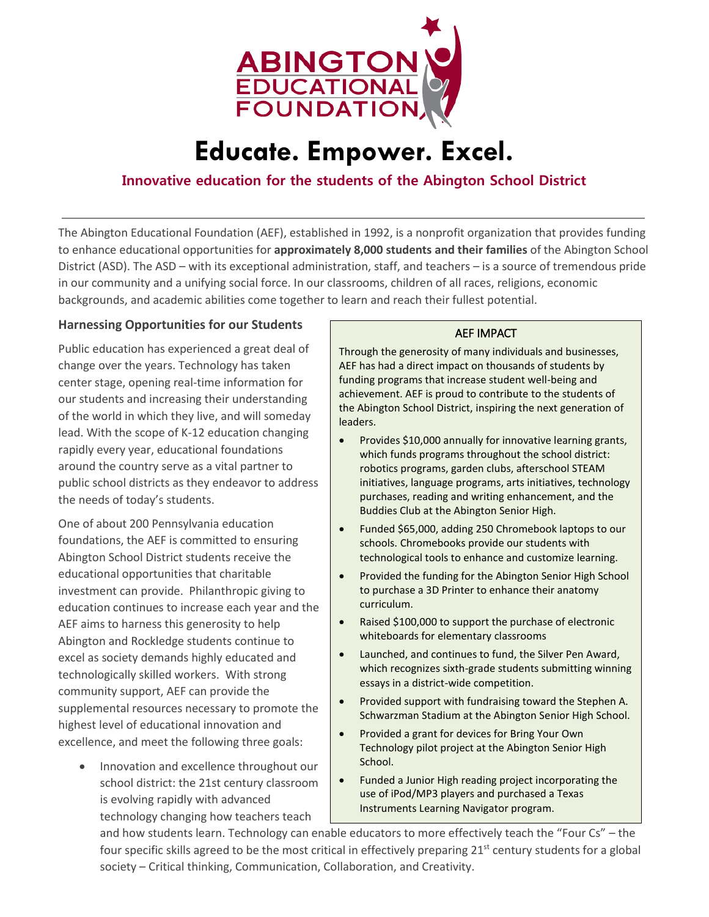# Abington Educational Foundation

# Educate. Empower. Excel.

**Innovative education for the students of the Abington School District**

---

The Abington Educational Foundation (AEF), established in 1992, is a nonprofit organization that provides funding to enhance educational opportunities for **approximately 8,000 students and their families** of the Abington School District (ASD). The ASD – with its exceptional administration, staff, and teachers – is a source of tremendous pride in our community and a unifying social force. In our classrooms, children of all races, religions, economic backgrounds, and academic abilities come together to learn and reach their fullest potential.

### Harnessing Opportunities for our Students

Public education has experienced a great deal of change over the years. Technology has taken center stage, opening real-time information for our students and increasing their understanding of the world in which they live, and will someday lead. With the scope of K-12 education changing rapidly every year, educational foundations around the country serve as a vital partner to public school districts as they endeavor to address the needs of today's students.

One of about 200 Pennsylvania education foundations, the AEF is committed to ensuring Abington School District students receive the educational opportunities that charitable investment can provide. Philanthropic giving to education continues to increase each year and the AEF aims to harness this generosity to help Abington and Rockledge students continue to excel as society demands highly educated and technologically skilled workers. With strong community support, AEF can provide the supplemental resources necessary to promote the highest level of educational innovation and excellence, and meet the following three goals:

- Innovation and excellence throughout our school district: the 21st century classroom is evolving rapidly with advanced technology changing how teachers teach and how students learn. Technology can enable educators to more effectively teach the "Four Cs" – the four specific skills agreed to be the most critical in effectively preparing 21st century students for a global society – Critical thinking, Communication, Collaboration, and Creativity.

### AEF IMPACT

Through the generosity of many individuals and businesses, AEF has had a direct impact on thousands of students by funding programs that increase student well-being and achievement. AEF is proud to contribute to the students of the Abington School District, inspiring the next generation of leaders.

- Provides $10,000 annually for innovative learning grants, which funds programs throughout the school district: robotics programs, garden clubs, afterschool STEAM initiatives, language programs, arts initiatives, technology purchases, reading and writing enhancement, and the Buddies Club at the Abington Senior High.
- Funded $65,000, adding 250 Chromebook laptops to our schools. Chromebooks provide our students with technological tools to enhance and customize learning.
- Provided the funding for the Abington Senior High School to purchase a 3D Printer to enhance their anatomy curriculum.
- Raised $100,000 to support the purchase of electronic whiteboards for elementary classrooms
- Launched, and continues to fund, the Silver Pen Award, which recognizes sixth-grade students submitting winning essays in a district-wide competition.
- Provided support with fundraising toward the Stephen A. Schwarzman Stadium at the Abington Senior High School.
- Provided a grant for devices for Bring Your Own Technology pilot project at the Abington Senior High School.
- Funded a Junior High reading project incorporating the use of iPod/MP3 players and purchased a Texas Instruments Learning Navigator program.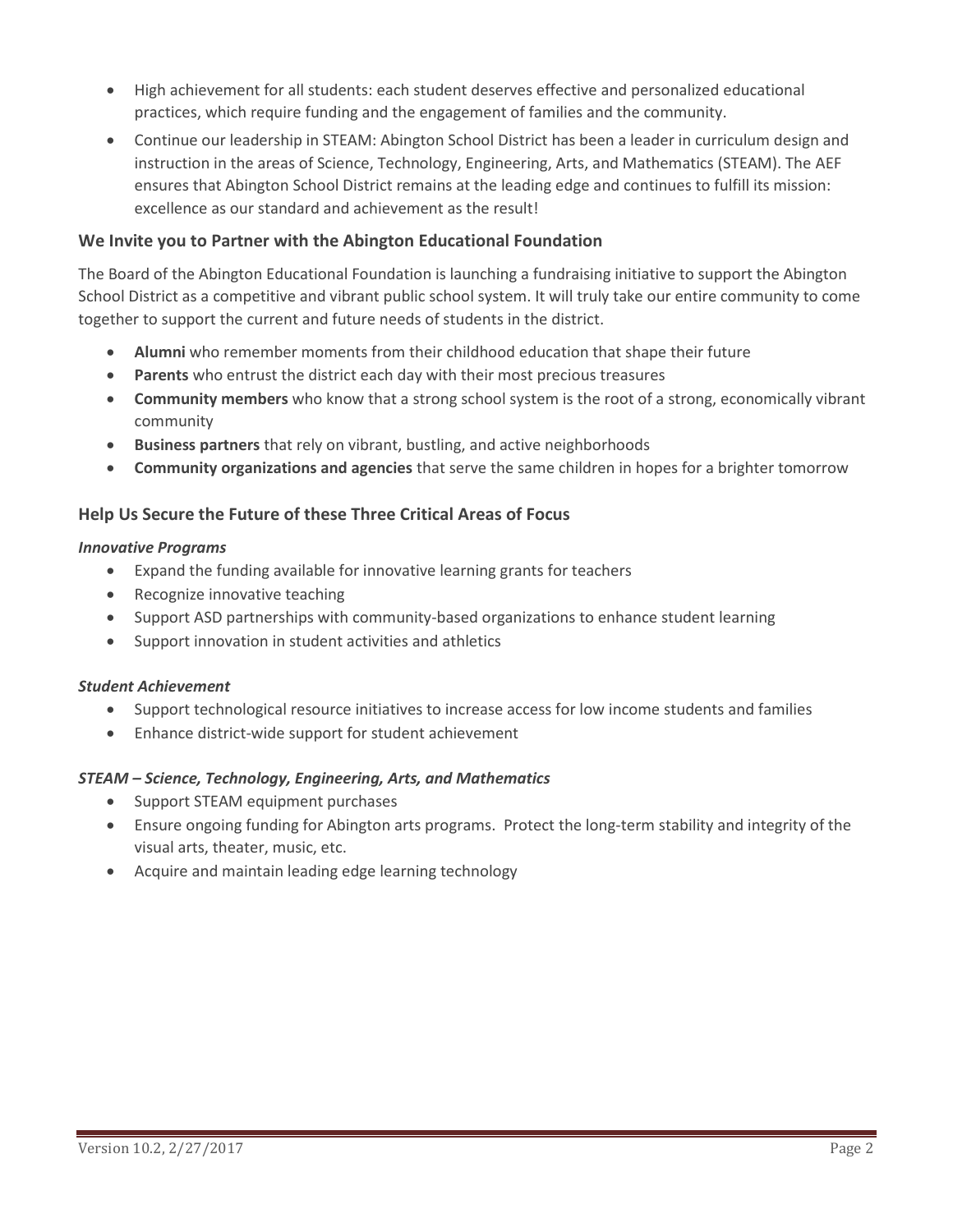- High achievement for all students: each student deserves effective and personalized educational practices, which require funding and the engagement of families and the community.
- Continue our leadership in STEAM: Abington School District has been a leader in curriculum design and instruction in the areas of Science, Technology, Engineering, Arts, and Mathematics (STEAM). The AEF ensures that Abington School District remains at the leading edge and continues to fulfill its mission: excellence as our standard and achievement as the result!

## We Invite you to Partner with the Abington Educational Foundation

The Board of the Abington Educational Foundation is launching a fundraising initiative to support the Abington School District as a competitive and vibrant public school system. It will truly take our entire community to come together to support the current and future needs of students in the district.

- **Alumni** who remember moments from their childhood education that shape their future
- **Parents** who entrust the district each day with their most precious treasures
- **Community members** who know that a strong school system is the root of a strong, economically vibrant community
- **Business partners** that rely on vibrant, bustling, and active neighborhoods
- **Community organizations and agencies** that serve the same children in hopes for a brighter tomorrow

## Help Us Secure the Future of these Three Critical Areas of Focus

***Innovative Programs***

- Expand the funding available for innovative learning grants for teachers
- Recognize innovative teaching
- Support ASD partnerships with community-based organizations to enhance student learning
- Support innovation in student activities and athletics

***Student Achievement***

- Support technological resource initiatives to increase access for low income students and families
- Enhance district-wide support for student achievement

***STEAM – Science, Technology, Engineering, Arts, and Mathematics***

- Support STEAM equipment purchases
- Ensure ongoing funding for Abington arts programs. Protect the long-term stability and integrity of the visual arts, theater, music, etc.
- Acquire and maintain leading edge learning technology